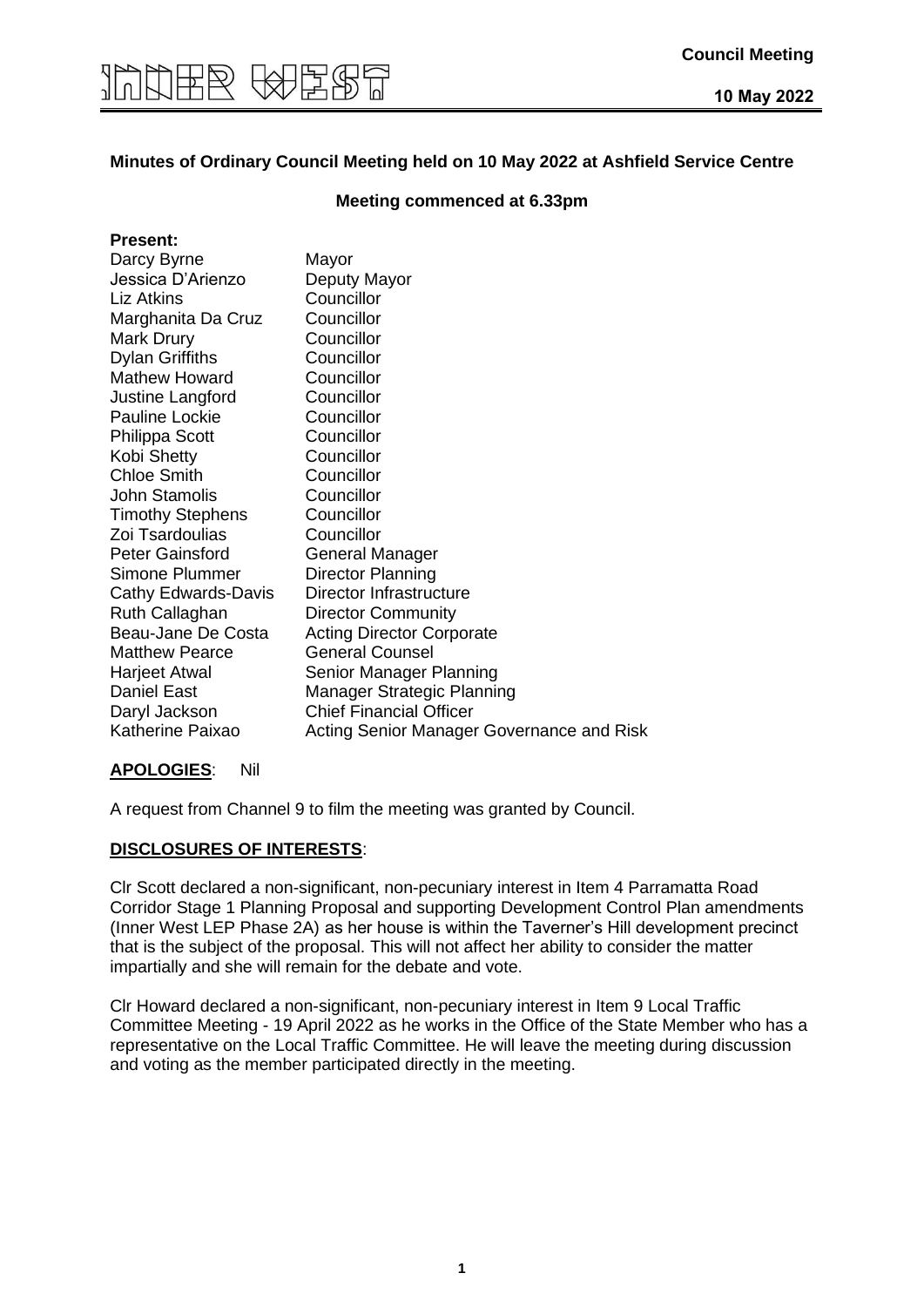**Minutes of Ordinary Council Meeting held on 10 May 2022 at Ashfield Service Centre**

**Meeting commenced at 6.33pm**

**Present:**

| | |
|---|---|
| Darcy Byrne | Mayor |
| Jessica D'Arienzo | Deputy Mayor |
| Liz Atkins | Councillor |
| Marghanita Da Cruz | Councillor |
| Mark Drury | Councillor |
| Dylan Griffiths | Councillor |
| Mathew Howard | Councillor |
| Justine Langford | Councillor |
| Pauline Lockie | Councillor |
| Philippa Scott | Councillor |
| Kobi Shetty | Councillor |
| Chloe Smith | Councillor |
| John Stamolis | Councillor |
| Timothy Stephens | Councillor |
| Zoi Tsardoulias | Councillor |
| Peter Gainsford | General Manager |
| Simone Plummer | Director Planning |
| Cathy Edwards-Davis | Director Infrastructure |
| Ruth Callaghan | Director Community |
| Beau-Jane De Costa | Acting Director Corporate |
| Matthew Pearce | General Counsel |
| Harjeet Atwal | Senior Manager Planning |
| Daniel East | Manager Strategic Planning |
| Daryl Jackson | Chief Financial Officer |
| Katherine Paixao | Acting Senior Manager Governance and Risk |

**APOLOGIES**: Nil

A request from Channel 9 to film the meeting was granted by Council.

**DISCLOSURES OF INTERESTS**:

Clr Scott declared a non-significant, non-pecuniary interest in Item 4 Parramatta Road Corridor Stage 1 Planning Proposal and supporting Development Control Plan amendments (Inner West LEP Phase 2A) as her house is within the Taverner's Hill development precinct that is the subject of the proposal. This will not affect her ability to consider the matter impartially and she will remain for the debate and vote.

Clr Howard declared a non-significant, non-pecuniary interest in Item 9 Local Traffic Committee Meeting - 19 April 2022 as he works in the Office of the State Member who has a representative on the Local Traffic Committee. He will leave the meeting during discussion and voting as the member participated directly in the meeting.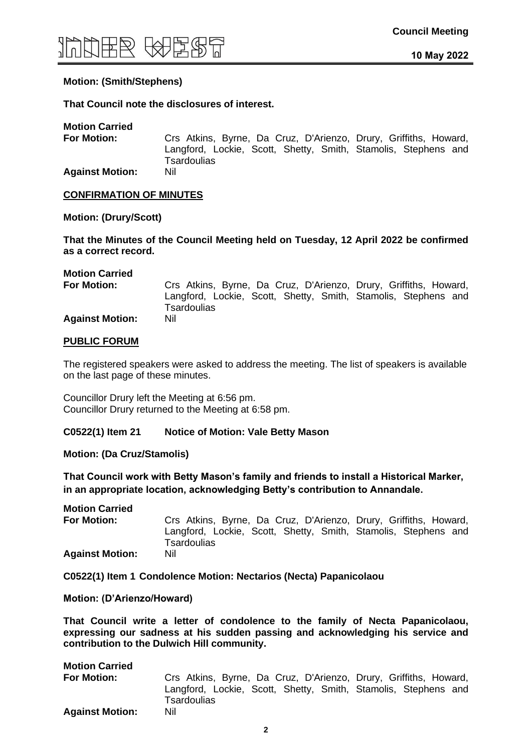**Motion: (Smith/Stephens)**

**That Council note the disclosures of interest.**

**Motion Carried**

**For Motion:** Crs Atkins, Byrne, Da Cruz, D'Arienzo, Drury, Griffiths, Howard, Langford, Lockie, Scott, Shetty, Smith, Stamolis, Stephens and Tsardoulias

**Against Motion:** Nil

## CONFIRMATION OF MINUTES

**Motion: (Drury/Scott)**

**That the Minutes of the Council Meeting held on Tuesday, 12 April 2022 be confirmed as a correct record.**

**Motion Carried**

**For Motion:** Crs Atkins, Byrne, Da Cruz, D'Arienzo, Drury, Griffiths, Howard, Langford, Lockie, Scott, Shetty, Smith, Stamolis, Stephens and Tsardoulias

**Against Motion:** Nil

## PUBLIC FORUM

The registered speakers were asked to address the meeting. The list of speakers is available on the last page of these minutes.

Councillor Drury left the Meeting at 6:56 pm.
Councillor Drury returned to the Meeting at 6:58 pm.

### C0522(1) Item 21 Notice of Motion: Vale Betty Mason

**Motion: (Da Cruz/Stamolis)**

**That Council work with Betty Mason's family and friends to install a Historical Marker, in an appropriate location, acknowledging Betty's contribution to Annandale.**

**Motion Carried**

**For Motion:** Crs Atkins, Byrne, Da Cruz, D'Arienzo, Drury, Griffiths, Howard, Langford, Lockie, Scott, Shetty, Smith, Stamolis, Stephens and Tsardoulias

**Against Motion:** Nil

### C0522(1) Item 1 Condolence Motion: Nectarios (Necta) Papanicolaou

**Motion: (D'Arienzo/Howard)**

**That Council write a letter of condolence to the family of Necta Papanicolaou, expressing our sadness at his sudden passing and acknowledging his service and contribution to the Dulwich Hill community.**

**Motion Carried**

**For Motion:** Crs Atkins, Byrne, Da Cruz, D'Arienzo, Drury, Griffiths, Howard, Langford, Lockie, Scott, Shetty, Smith, Stamolis, Stephens and Tsardoulias

**Against Motion:** Nil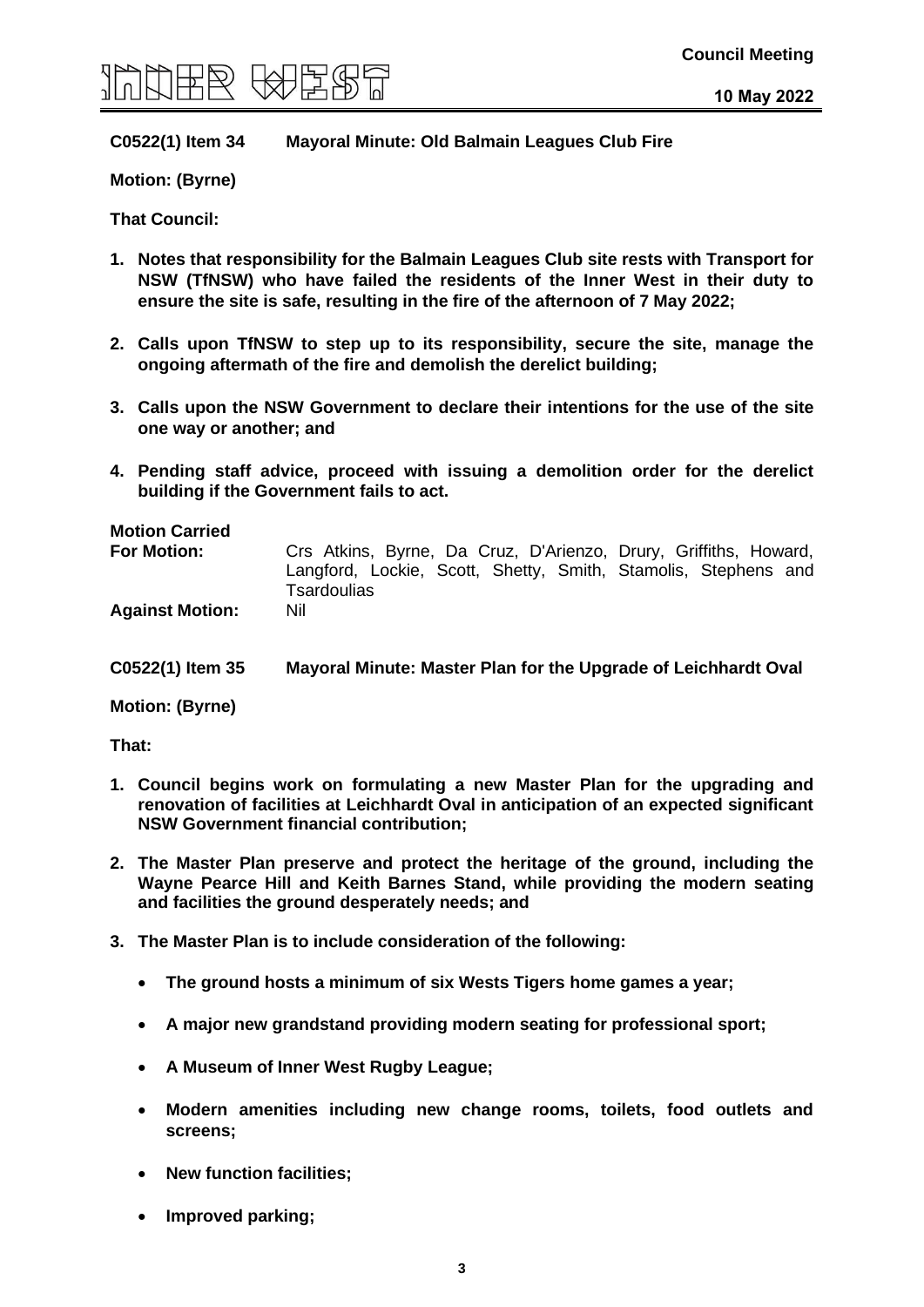**C0522(1) Item 34 Mayoral Minute: Old Balmain Leagues Club Fire**

**Motion: (Byrne)**

**That Council:**

1. **Notes that responsibility for the Balmain Leagues Club site rests with Transport for NSW (TfNSW) who have failed the residents of the Inner West in their duty to ensure the site is safe, resulting in the fire of the afternoon of 7 May 2022;**

2. **Calls upon TfNSW to step up to its responsibility, secure the site, manage the ongoing aftermath of the fire and demolish the derelict building;**

3. **Calls upon the NSW Government to declare their intentions for the use of the site one way or another; and**

4. **Pending staff advice, proceed with issuing a demolition order for the derelict building if the Government fails to act.**

**Motion Carried**

| | |
|---|---|
| **For Motion:** | Crs Atkins, Byrne, Da Cruz, D'Arienzo, Drury, Griffiths, Howard, Langford, Lockie, Scott, Shetty, Smith, Stamolis, Stephens and Tsardoulias |
| **Against Motion:** | Nil |

**C0522(1) Item 35 Mayoral Minute: Master Plan for the Upgrade of Leichhardt Oval**

**Motion: (Byrne)**

**That:**

1. **Council begins work on formulating a new Master Plan for the upgrading and renovation of facilities at Leichhardt Oval in anticipation of an expected significant NSW Government financial contribution;**

2. **The Master Plan preserve and protect the heritage of the ground, including the Wayne Pearce Hill and Keith Barnes Stand, while providing the modern seating and facilities the ground desperately needs; and**

3. **The Master Plan is to include consideration of the following:**

   - **The ground hosts a minimum of six Wests Tigers home games a year;**
   - **A major new grandstand providing modern seating for professional sport;**
   - **A Museum of Inner West Rugby League;**
   - **Modern amenities including new change rooms, toilets, food outlets and screens;**
   - **New function facilities;**
   - **Improved parking;**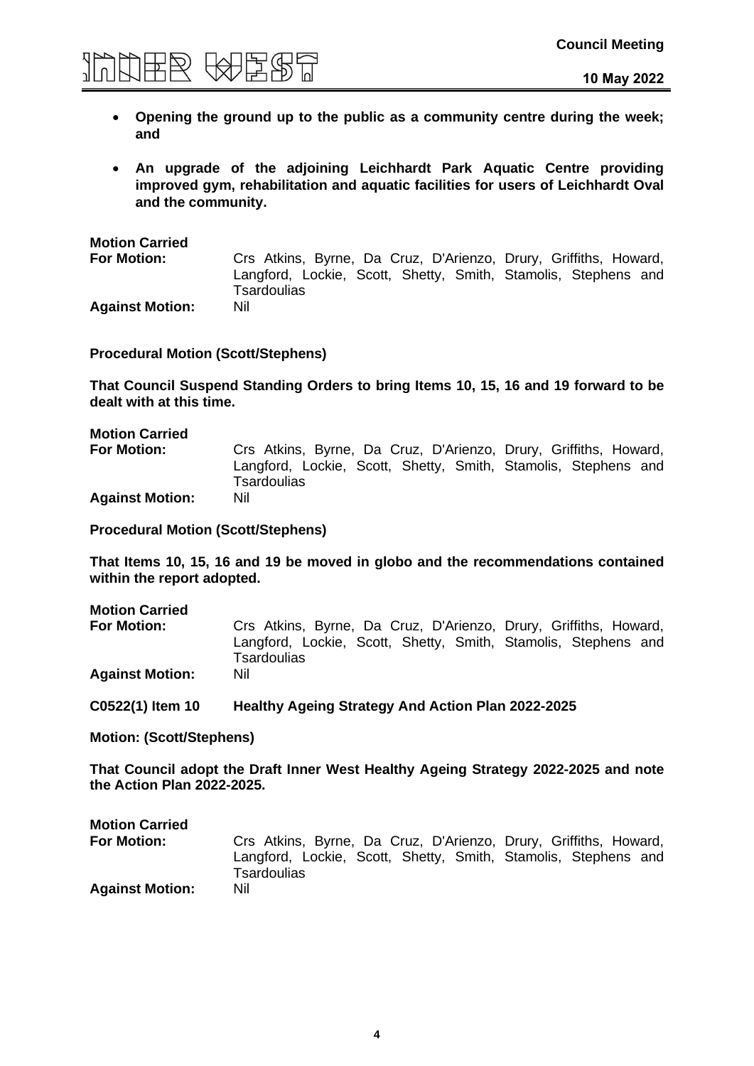- **Opening the ground up to the public as a community centre during the week; and**
- **An upgrade of the adjoining Leichhardt Park Aquatic Centre providing improved gym, rehabilitation and aquatic facilities for users of Leichhardt Oval and the community.**

**Motion Carried**

**For Motion:** Crs Atkins, Byrne, Da Cruz, D'Arienzo, Drury, Griffiths, Howard, Langford, Lockie, Scott, Shetty, Smith, Stamolis, Stephens and Tsardoulias

**Against Motion:** Nil

**Procedural Motion (Scott/Stephens)**

**That Council Suspend Standing Orders to bring Items 10, 15, 16 and 19 forward to be dealt with at this time.**

**Motion Carried**

**For Motion:** Crs Atkins, Byrne, Da Cruz, D'Arienzo, Drury, Griffiths, Howard, Langford, Lockie, Scott, Shetty, Smith, Stamolis, Stephens and Tsardoulias

**Against Motion:** Nil

**Procedural Motion (Scott/Stephens)**

**That Items 10, 15, 16 and 19 be moved in globo and the recommendations contained within the report adopted.**

**Motion Carried**

**For Motion:** Crs Atkins, Byrne, Da Cruz, D'Arienzo, Drury, Griffiths, Howard, Langford, Lockie, Scott, Shetty, Smith, Stamolis, Stephens and Tsardoulias

**Against Motion:** Nil

**C0522(1) Item 10 Healthy Ageing Strategy And Action Plan 2022-2025**

**Motion: (Scott/Stephens)**

**That Council adopt the Draft Inner West Healthy Ageing Strategy 2022-2025 and note the Action Plan 2022-2025.**

**Motion Carried**

**For Motion:** Crs Atkins, Byrne, Da Cruz, D'Arienzo, Drury, Griffiths, Howard, Langford, Lockie, Scott, Shetty, Smith, Stamolis, Stephens and Tsardoulias

**Against Motion:** Nil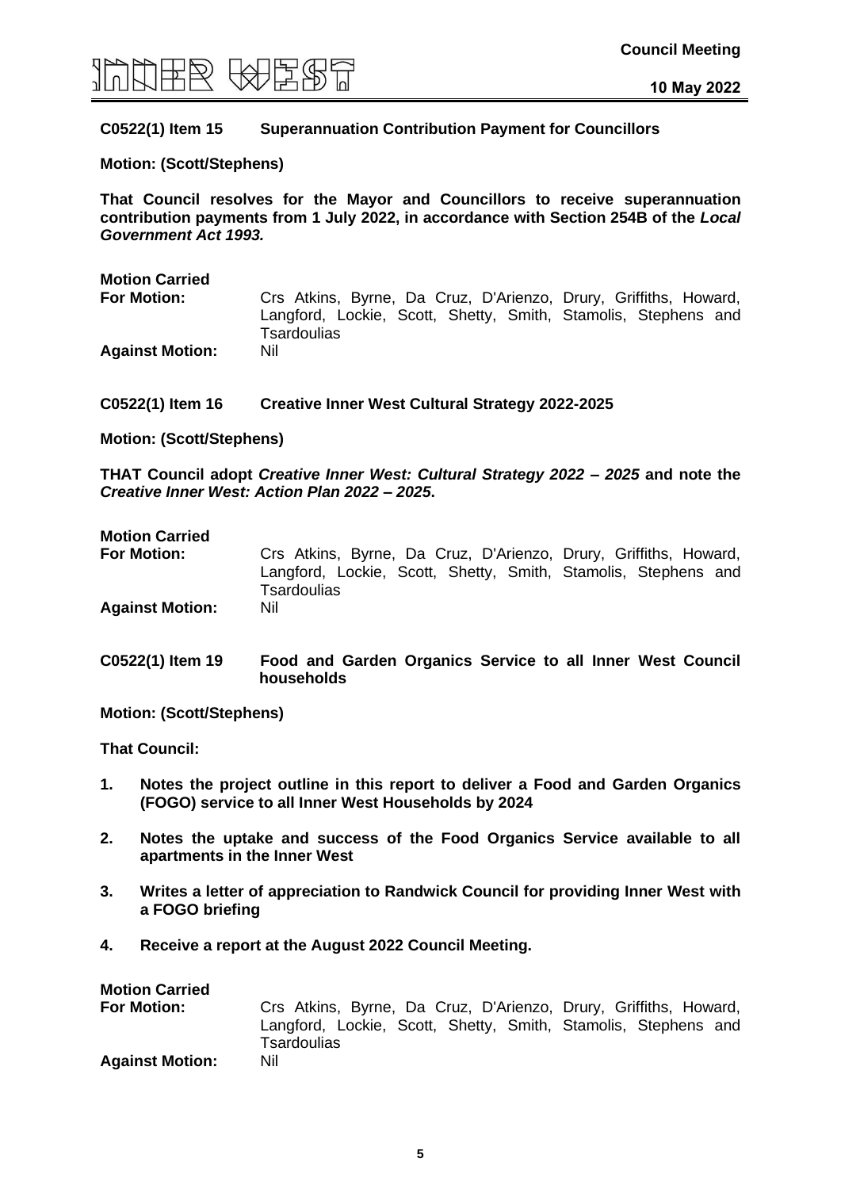**C0522(1) Item 15 Superannuation Contribution Payment for Councillors**

**Motion: (Scott/Stephens)**

**That Council resolves for the Mayor and Councillors to receive superannuation contribution payments from 1 July 2022, in accordance with Section 254B of the *Local Government Act 1993.***

**Motion Carried**

**For Motion:** Crs Atkins, Byrne, Da Cruz, D'Arienzo, Drury, Griffiths, Howard, Langford, Lockie, Scott, Shetty, Smith, Stamolis, Stephens and Tsardoulias

**Against Motion:** Nil

**C0522(1) Item 16 Creative Inner West Cultural Strategy 2022-2025**

**Motion: (Scott/Stephens)**

**THAT Council adopt *Creative Inner West: Cultural Strategy 2022 – 2025* and note the *Creative Inner West: Action Plan 2022 – 2025*.**

**Motion Carried**

**For Motion:** Crs Atkins, Byrne, Da Cruz, D'Arienzo, Drury, Griffiths, Howard, Langford, Lockie, Scott, Shetty, Smith, Stamolis, Stephens and Tsardoulias

**Against Motion:** Nil

**C0522(1) Item 19 Food and Garden Organics Service to all Inner West Council households**

**Motion: (Scott/Stephens)**

**That Council:**

1. **Notes the project outline in this report to deliver a Food and Garden Organics (FOGO) service to all Inner West Households by 2024**
2. **Notes the uptake and success of the Food Organics Service available to all apartments in the Inner West**
3. **Writes a letter of appreciation to Randwick Council for providing Inner West with a FOGO briefing**
4. **Receive a report at the August 2022 Council Meeting.**

**Motion Carried**

**For Motion:** Crs Atkins, Byrne, Da Cruz, D'Arienzo, Drury, Griffiths, Howard, Langford, Lockie, Scott, Shetty, Smith, Stamolis, Stephens and Tsardoulias

**Against Motion:** Nil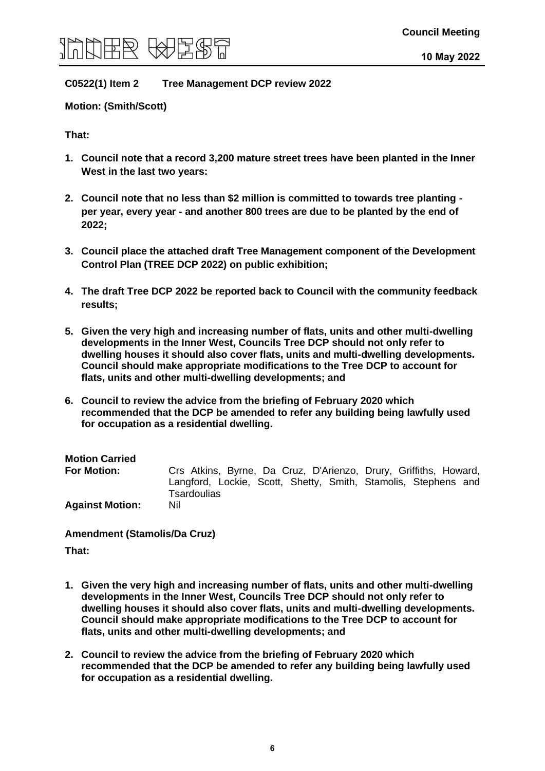**C0522(1) Item 2 Tree Management DCP review 2022**

**Motion: (Smith/Scott)**

**That:**

1. **Council note that a record 3,200 mature street trees have been planted in the Inner West in the last two years:**
2. **Council note that no less than $2 million is committed to towards tree planting - per year, every year - and another 800 trees are due to be planted by the end of 2022;**
3. **Council place the attached draft Tree Management component of the Development Control Plan (TREE DCP 2022) on public exhibition;**
4. **The draft Tree DCP 2022 be reported back to Council with the community feedback results;**
5. **Given the very high and increasing number of flats, units and other multi-dwelling developments in the Inner West, Councils Tree DCP should not only refer to dwelling houses it should also cover flats, units and multi-dwelling developments. Council should make appropriate modifications to the Tree DCP to account for flats, units and other multi-dwelling developments; and**
6. **Council to review the advice from the briefing of February 2020 which recommended that the DCP be amended to refer any building being lawfully used for occupation as a residential dwelling.**

**Motion Carried**

**For Motion:** Crs Atkins, Byrne, Da Cruz, D'Arienzo, Drury, Griffiths, Howard, Langford, Lockie, Scott, Shetty, Smith, Stamolis, Stephens and Tsardoulias

**Against Motion:** Nil

**Amendment (Stamolis/Da Cruz)**

**That:**

1. **Given the very high and increasing number of flats, units and other multi-dwelling developments in the Inner West, Councils Tree DCP should not only refer to dwelling houses it should also cover flats, units and multi-dwelling developments. Council should make appropriate modifications to the Tree DCP to account for flats, units and other multi-dwelling developments; and**
2. **Council to review the advice from the briefing of February 2020 which recommended that the DCP be amended to refer any building being lawfully used for occupation as a residential dwelling.**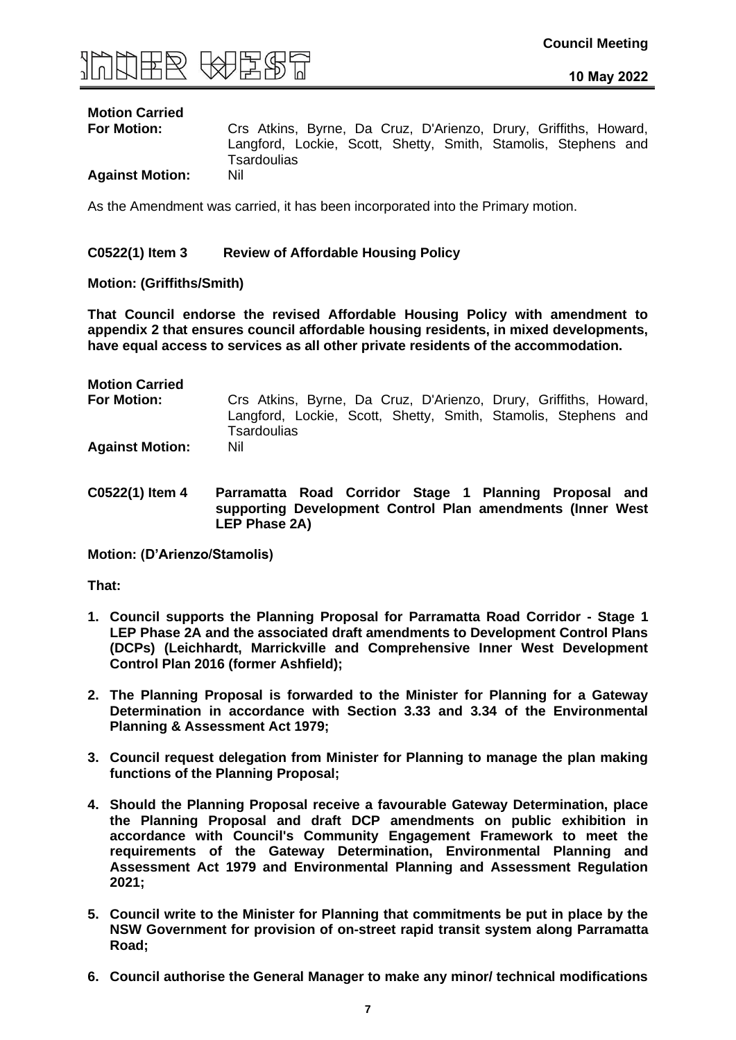**Motion Carried**

**For Motion:** Crs Atkins, Byrne, Da Cruz, D'Arienzo, Drury, Griffiths, Howard, Langford, Lockie, Scott, Shetty, Smith, Stamolis, Stephens and Tsardoulias

**Against Motion:** Nil

As the Amendment was carried, it has been incorporated into the Primary motion.

**C0522(1) Item 3 Review of Affordable Housing Policy**

**Motion: (Griffiths/Smith)**

**That Council endorse the revised Affordable Housing Policy with amendment to appendix 2 that ensures council affordable housing residents, in mixed developments, have equal access to services as all other private residents of the accommodation.**

**Motion Carried**

**For Motion:** Crs Atkins, Byrne, Da Cruz, D'Arienzo, Drury, Griffiths, Howard, Langford, Lockie, Scott, Shetty, Smith, Stamolis, Stephens and Tsardoulias

**Against Motion:** Nil

**C0522(1) Item 4 Parramatta Road Corridor Stage 1 Planning Proposal and supporting Development Control Plan amendments (Inner West LEP Phase 2A)**

**Motion: (D'Arienzo/Stamolis)**

**That:**

1. **Council supports the Planning Proposal for Parramatta Road Corridor - Stage 1 LEP Phase 2A and the associated draft amendments to Development Control Plans (DCPs) (Leichhardt, Marrickville and Comprehensive Inner West Development Control Plan 2016 (former Ashfield);**
2. **The Planning Proposal is forwarded to the Minister for Planning for a Gateway Determination in accordance with Section 3.33 and 3.34 of the Environmental Planning & Assessment Act 1979;**
3. **Council request delegation from Minister for Planning to manage the plan making functions of the Planning Proposal;**
4. **Should the Planning Proposal receive a favourable Gateway Determination, place the Planning Proposal and draft DCP amendments on public exhibition in accordance with Council's Community Engagement Framework to meet the requirements of the Gateway Determination, Environmental Planning and Assessment Act 1979 and Environmental Planning and Assessment Regulation 2021;**
5. **Council write to the Minister for Planning that commitments be put in place by the NSW Government for provision of on-street rapid transit system along Parramatta Road;**
6. **Council authorise the General Manager to make any minor/ technical modifications**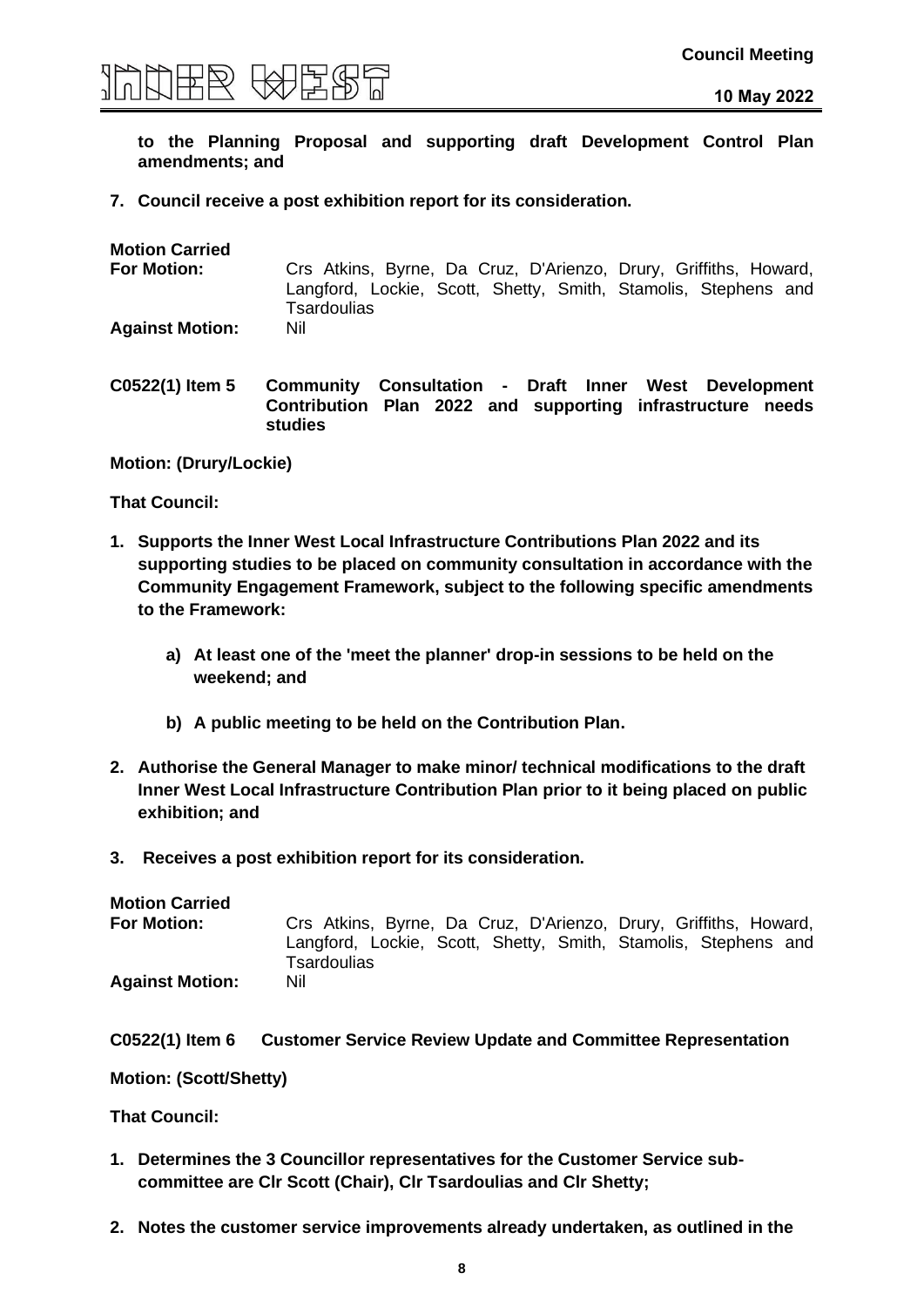**to the Planning Proposal and supporting draft Development Control Plan amendments; and**

**7. Council receive a post exhibition report for its consideration.**

**Motion Carried**

**For Motion:** Crs Atkins, Byrne, Da Cruz, D'Arienzo, Drury, Griffiths, Howard, Langford, Lockie, Scott, Shetty, Smith, Stamolis, Stephens and Tsardoulias

**Against Motion:** Nil

**C0522(1) Item 5 Community Consultation - Draft Inner West Development Contribution Plan 2022 and supporting infrastructure needs studies**

**Motion: (Drury/Lockie)**

**That Council:**

1. **Supports the Inner West Local Infrastructure Contributions Plan 2022 and its supporting studies to be placed on community consultation in accordance with the Community Engagement Framework, subject to the following specific amendments to the Framework:**

   a) **At least one of the 'meet the planner' drop-in sessions to be held on the weekend; and**

   b) **A public meeting to be held on the Contribution Plan.**

2. **Authorise the General Manager to make minor/ technical modifications to the draft Inner West Local Infrastructure Contribution Plan prior to it being placed on public exhibition; and**

3. **Receives a post exhibition report for its consideration.**

**Motion Carried**

**For Motion:** Crs Atkins, Byrne, Da Cruz, D'Arienzo, Drury, Griffiths, Howard, Langford, Lockie, Scott, Shetty, Smith, Stamolis, Stephens and Tsardoulias

**Against Motion:** Nil

**C0522(1) Item 6 Customer Service Review Update and Committee Representation**

**Motion: (Scott/Shetty)**

**That Council:**

1. **Determines the 3 Councillor representatives for the Customer Service sub-committee are Clr Scott (Chair), Clr Tsardoulias and Clr Shetty;**

2. **Notes the customer service improvements already undertaken, as outlined in the**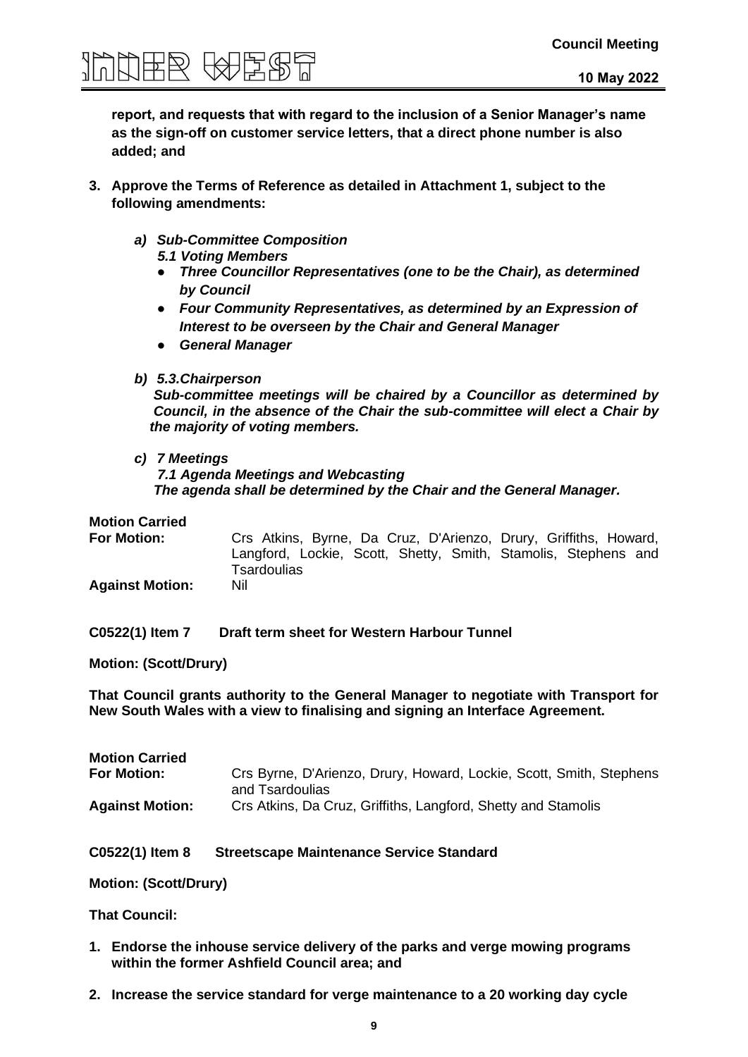**report, and requests that with regard to the inclusion of a Senior Manager's name as the sign-off on customer service letters, that a direct phone number is also added; and**

3. **Approve the Terms of Reference as detailed in Attachment 1, subject to the following amendments:**

   a) ***Sub-Committee Composition***
      ***5.1 Voting Members***
      - ***Three Councillor Representatives (one to be the Chair), as determined by Council***
      - ***Four Community Representatives, as determined by an Expression of Interest to be overseen by the Chair and General Manager***
      - ***General Manager***

   b) ***5.3.Chairperson***
      ***Sub-committee meetings will be chaired by a Councillor as determined by Council, in the absence of the Chair the sub-committee will elect a Chair by the majority of voting members.***

   c) ***7 Meetings***
      ***7.1 Agenda Meetings and Webcasting***
      ***The agenda shall be determined by the Chair and the General Manager.***

**Motion Carried**

| | |
|---|---|
| **For Motion:** | Crs Atkins, Byrne, Da Cruz, D'Arienzo, Drury, Griffiths, Howard, Langford, Lockie, Scott, Shetty, Smith, Stamolis, Stephens and Tsardoulias |
| **Against Motion:** | Nil |

**C0522(1) Item 7 Draft term sheet for Western Harbour Tunnel**

**Motion: (Scott/Drury)**

**That Council grants authority to the General Manager to negotiate with Transport for New South Wales with a view to finalising and signing an Interface Agreement.**

**Motion Carried**

| | |
|---|---|
| **For Motion:** | Crs Byrne, D'Arienzo, Drury, Howard, Lockie, Scott, Smith, Stephens and Tsardoulias |
| **Against Motion:** | Crs Atkins, Da Cruz, Griffiths, Langford, Shetty and Stamolis |

**C0522(1) Item 8 Streetscape Maintenance Service Standard**

**Motion: (Scott/Drury)**

**That Council:**

1. **Endorse the inhouse service delivery of the parks and verge mowing programs within the former Ashfield Council area; and**
2. **Increase the service standard for verge maintenance to a 20 working day cycle**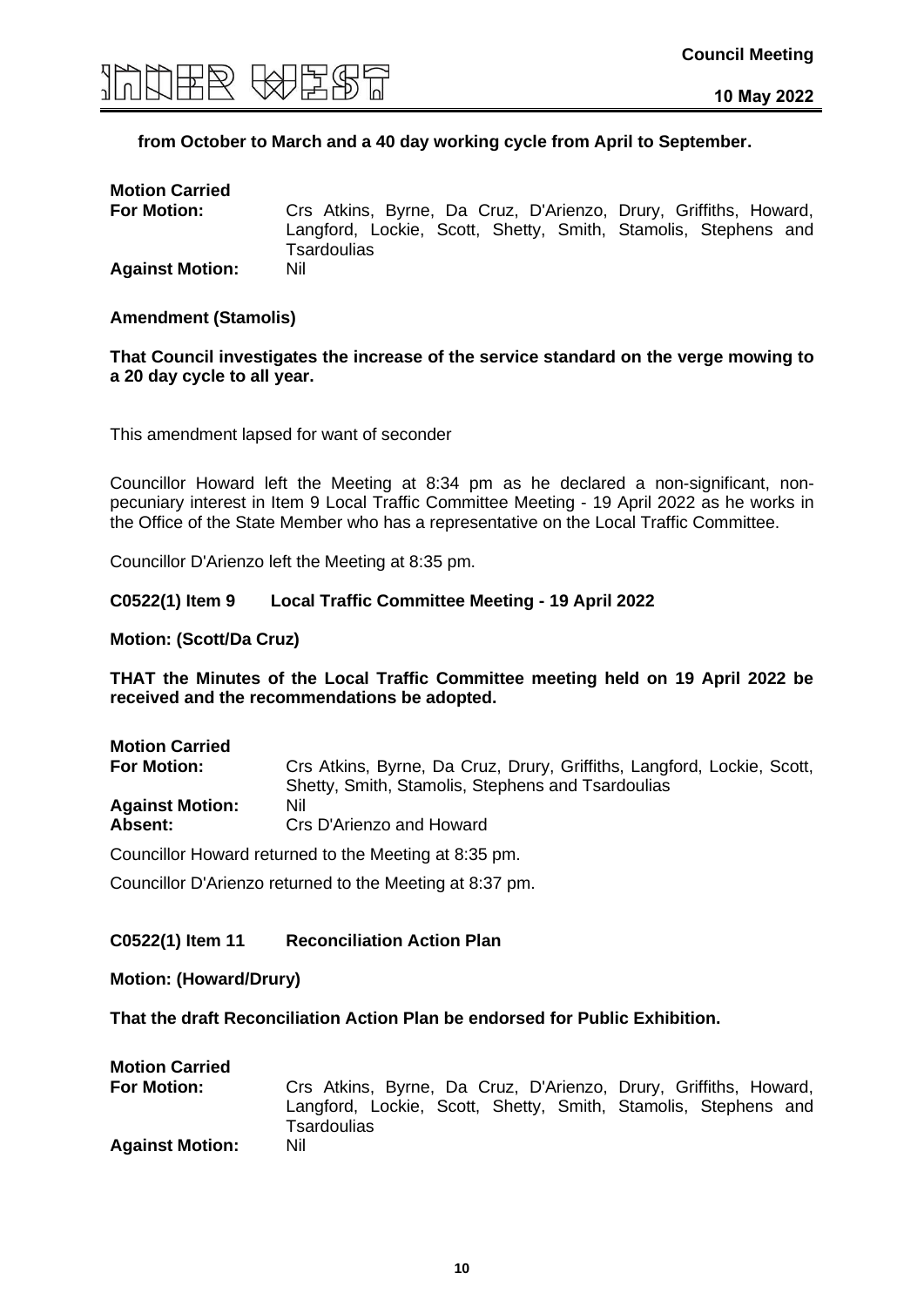**from October to March and a 40 day working cycle from April to September.**

| | |
|---|---|
| **Motion Carried** | |
| **For Motion:** | Crs Atkins, Byrne, Da Cruz, D'Arienzo, Drury, Griffiths, Howard, Langford, Lockie, Scott, Shetty, Smith, Stamolis, Stephens and Tsardoulias |
| **Against Motion:** | Nil |

**Amendment (Stamolis)**

**That Council investigates the increase of the service standard on the verge mowing to a 20 day cycle to all year.**

This amendment lapsed for want of seconder

Councillor Howard left the Meeting at 8:34 pm as he declared a non-significant, non-pecuniary interest in Item 9 Local Traffic Committee Meeting - 19 April 2022 as he works in the Office of the State Member who has a representative on the Local Traffic Committee.

Councillor D'Arienzo left the Meeting at 8:35 pm.

### C0522(1) Item 9 Local Traffic Committee Meeting - 19 April 2022

**Motion: (Scott/Da Cruz)**

**THAT the Minutes of the Local Traffic Committee meeting held on 19 April 2022 be received and the recommendations be adopted.**

| | |
|---|---|
| **Motion Carried** | |
| **For Motion:** | Crs Atkins, Byrne, Da Cruz, Drury, Griffiths, Langford, Lockie, Scott, Shetty, Smith, Stamolis, Stephens and Tsardoulias |
| **Against Motion:** | Nil |
| **Absent:** | Crs D'Arienzo and Howard |

Councillor Howard returned to the Meeting at 8:35 pm.

Councillor D'Arienzo returned to the Meeting at 8:37 pm.

### C0522(1) Item 11 Reconciliation Action Plan

**Motion: (Howard/Drury)**

**That the draft Reconciliation Action Plan be endorsed for Public Exhibition.**

| | |
|---|---|
| **Motion Carried** | |
| **For Motion:** | Crs Atkins, Byrne, Da Cruz, D'Arienzo, Drury, Griffiths, Howard, Langford, Lockie, Scott, Shetty, Smith, Stamolis, Stephens and Tsardoulias |
| **Against Motion:** | Nil |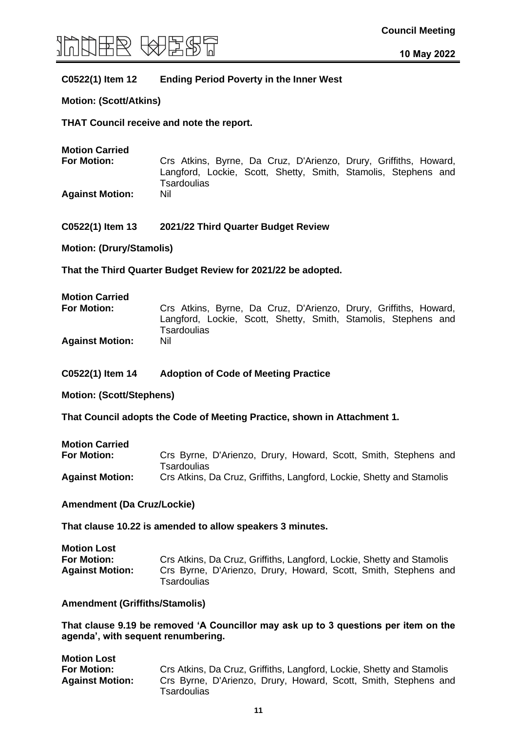**C0522(1) Item 12 Ending Period Poverty in the Inner West**

**Motion: (Scott/Atkins)**

**THAT Council receive and note the report.**

**Motion Carried**

**For Motion:** Crs Atkins, Byrne, Da Cruz, D'Arienzo, Drury, Griffiths, Howard, Langford, Lockie, Scott, Shetty, Smith, Stamolis, Stephens and Tsardoulias

**Against Motion:** Nil

**C0522(1) Item 13 2021/22 Third Quarter Budget Review**

**Motion: (Drury/Stamolis)**

**That the Third Quarter Budget Review for 2021/22 be adopted.**

**Motion Carried**

**For Motion:** Crs Atkins, Byrne, Da Cruz, D'Arienzo, Drury, Griffiths, Howard, Langford, Lockie, Scott, Shetty, Smith, Stamolis, Stephens and Tsardoulias

**Against Motion:** Nil

**C0522(1) Item 14 Adoption of Code of Meeting Practice**

**Motion: (Scott/Stephens)**

**That Council adopts the Code of Meeting Practice, shown in Attachment 1.**

**Motion Carried**

**For Motion:** Crs Byrne, D'Arienzo, Drury, Howard, Scott, Smith, Stephens and Tsardoulias

**Against Motion:** Crs Atkins, Da Cruz, Griffiths, Langford, Lockie, Shetty and Stamolis

**Amendment (Da Cruz/Lockie)**

**That clause 10.22 is amended to allow speakers 3 minutes.**

**Motion Lost**

**For Motion:** Crs Atkins, Da Cruz, Griffiths, Langford, Lockie, Shetty and Stamolis

**Against Motion:** Crs Byrne, D'Arienzo, Drury, Howard, Scott, Smith, Stephens and Tsardoulias

**Amendment (Griffiths/Stamolis)**

**That clause 9.19 be removed 'A Councillor may ask up to 3 questions per item on the agenda', with sequent renumbering.**

**Motion Lost**

**For Motion:** Crs Atkins, Da Cruz, Griffiths, Langford, Lockie, Shetty and Stamolis

**Against Motion:** Crs Byrne, D'Arienzo, Drury, Howard, Scott, Smith, Stephens and Tsardoulias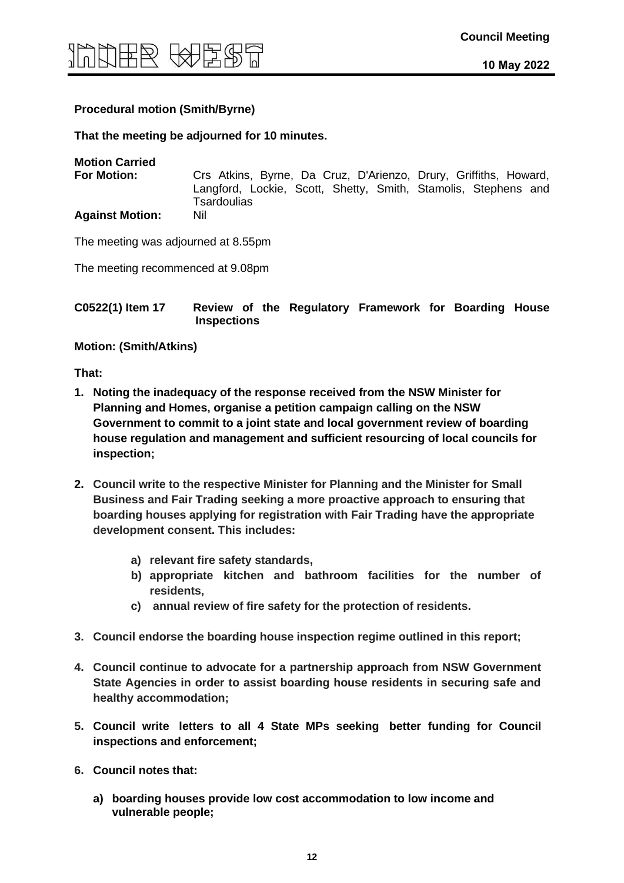**Procedural motion (Smith/Byrne)**

**That the meeting be adjourned for 10 minutes.**

**Motion Carried**

| | |
|---|---|
| **For Motion:** | Crs Atkins, Byrne, Da Cruz, D'Arienzo, Drury, Griffiths, Howard, Langford, Lockie, Scott, Shetty, Smith, Stamolis, Stephens and Tsardoulias |
| **Against Motion:** | Nil |

The meeting was adjourned at 8.55pm

The meeting recommenced at 9.08pm

**C0522(1) Item 17 Review of the Regulatory Framework for Boarding House Inspections**

**Motion: (Smith/Atkins)**

**That:**

1. **Noting the inadequacy of the response received from the NSW Minister for Planning and Homes, organise a petition campaign calling on the NSW Government to commit to a joint state and local government review of boarding house regulation and management and sufficient resourcing of local councils for inspection;**

2. **Council write to the respective Minister for Planning and the Minister for Small Business and Fair Trading seeking a more proactive approach to ensuring that boarding houses applying for registration with Fair Trading have the appropriate development consent. This includes:**

   a) **relevant fire safety standards,**
   b) **appropriate kitchen and bathroom facilities for the number of residents,**
   c) **annual review of fire safety for the protection of residents.**

3. **Council endorse the boarding house inspection regime outlined in this report;**

4. **Council continue to advocate for a partnership approach from NSW Government State Agencies in order to assist boarding house residents in securing safe and healthy accommodation;**

5. **Council write letters to all 4 State MPs seeking better funding for Council inspections and enforcement;**

6. **Council notes that:**

   a) **boarding houses provide low cost accommodation to low income and vulnerable people;**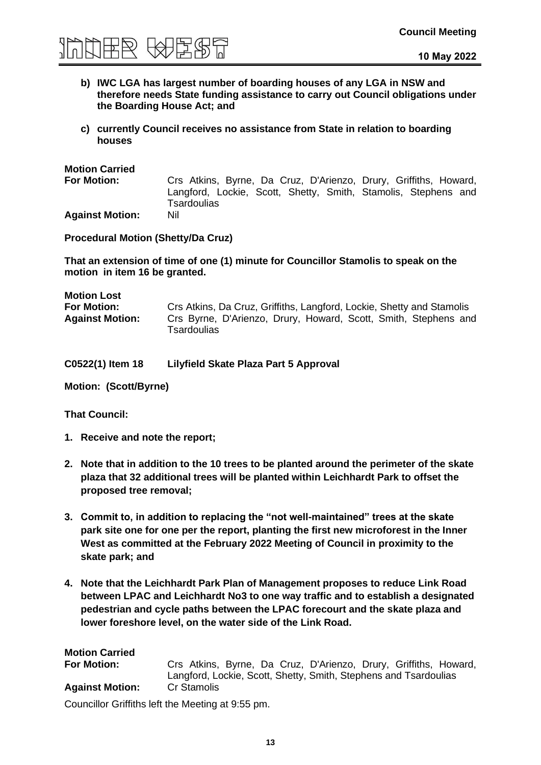**b) IWC LGA has largest number of boarding houses of any LGA in NSW and therefore needs State funding assistance to carry out Council obligations under the Boarding House Act; and**

**c) currently Council receives no assistance from State in relation to boarding houses**

**Motion Carried**

**For Motion:** Crs Atkins, Byrne, Da Cruz, D'Arienzo, Drury, Griffiths, Howard, Langford, Lockie, Scott, Shetty, Smith, Stamolis, Stephens and Tsardoulias

**Against Motion:** Nil

**Procedural Motion (Shetty/Da Cruz)**

**That an extension of time of one (1) minute for Councillor Stamolis to speak on the motion in item 16 be granted.**

**Motion Lost**

**For Motion:** Crs Atkins, Da Cruz, Griffiths, Langford, Lockie, Shetty and Stamolis

**Against Motion:** Crs Byrne, D'Arienzo, Drury, Howard, Scott, Smith, Stephens and Tsardoulias

**C0522(1) Item 18 Lilyfield Skate Plaza Part 5 Approval**

**Motion: (Scott/Byrne)**

**That Council:**

1. **Receive and note the report;**
2. **Note that in addition to the 10 trees to be planted around the perimeter of the skate plaza that 32 additional trees will be planted within Leichhardt Park to offset the proposed tree removal;**
3. **Commit to, in addition to replacing the "not well-maintained" trees at the skate park site one for one per the report, planting the first new microforest in the Inner West as committed at the February 2022 Meeting of Council in proximity to the skate park; and**
4. **Note that the Leichhardt Park Plan of Management proposes to reduce Link Road between LPAC and Leichhardt No3 to one way traffic and to establish a designated pedestrian and cycle paths between the LPAC forecourt and the skate plaza and lower foreshore level, on the water side of the Link Road.**

**Motion Carried**

**For Motion:** Crs Atkins, Byrne, Da Cruz, D'Arienzo, Drury, Griffiths, Howard, Langford, Lockie, Scott, Shetty, Smith, Stephens and Tsardoulias

**Against Motion:** Cr Stamolis

Councillor Griffiths left the Meeting at 9:55 pm.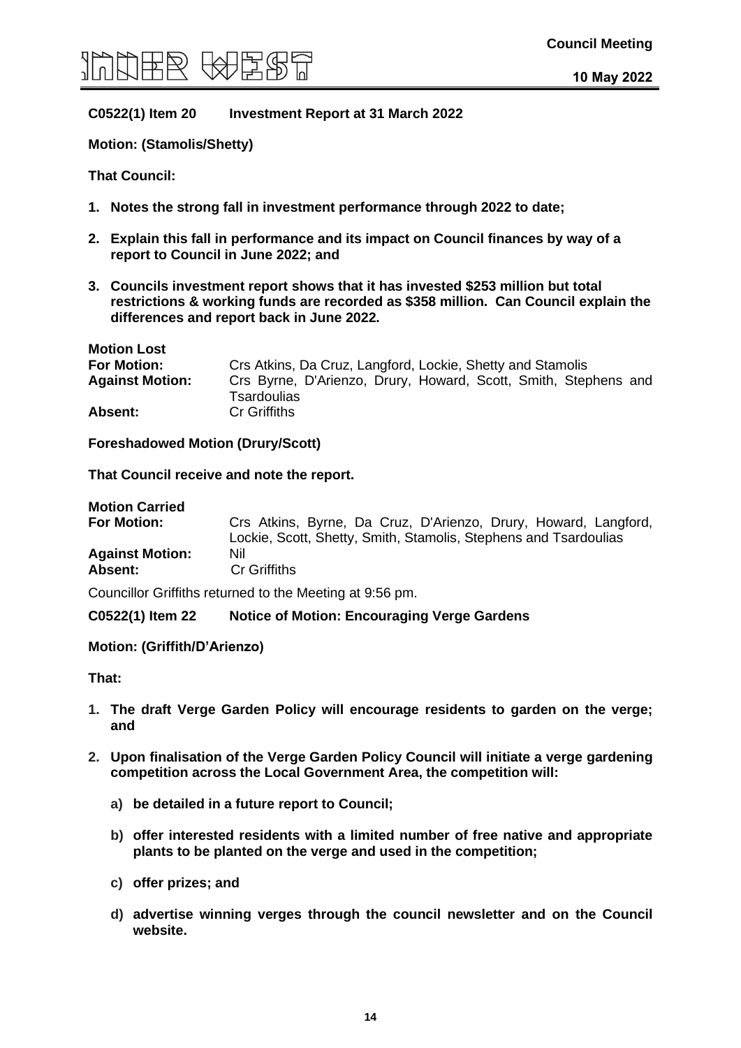**C0522(1) Item 20 Investment Report at 31 March 2022**

**Motion: (Stamolis/Shetty)**

**That Council:**

1. **Notes the strong fall in investment performance through 2022 to date;**
2. **Explain this fall in performance and its impact on Council finances by way of a report to Council in June 2022; and**
3. **Councils investment report shows that it has invested $253 million but total restrictions & working funds are recorded as $358 million. Can Council explain the differences and report back in June 2022.**

| | |
|---|---|
| **Motion Lost** | |
| **For Motion:** | Crs Atkins, Da Cruz, Langford, Lockie, Shetty and Stamolis |
| **Against Motion:** | Crs Byrne, D'Arienzo, Drury, Howard, Scott, Smith, Stephens and Tsardoulias |
| **Absent:** | Cr Griffiths |

**Foreshadowed Motion (Drury/Scott)**

**That Council receive and note the report.**

| | |
|---|---|
| **Motion Carried** | |
| **For Motion:** | Crs Atkins, Byrne, Da Cruz, D'Arienzo, Drury, Howard, Langford, Lockie, Scott, Shetty, Smith, Stamolis, Stephens and Tsardoulias |
| **Against Motion:** | Nil |
| **Absent:** | Cr Griffiths |

Councillor Griffiths returned to the Meeting at 9:56 pm.

**C0522(1) Item 22 Notice of Motion: Encouraging Verge Gardens**

**Motion: (Griffith/D'Arienzo)**

**That:**

1. **The draft Verge Garden Policy will encourage residents to garden on the verge; and**
2. **Upon finalisation of the Verge Garden Policy Council will initiate a verge gardening competition across the Local Government Area, the competition will:**
   a) **be detailed in a future report to Council;**
   b) **offer interested residents with a limited number of free native and appropriate plants to be planted on the verge and used in the competition;**
   c) **offer prizes; and**
   d) **advertise winning verges through the council newsletter and on the Council website.**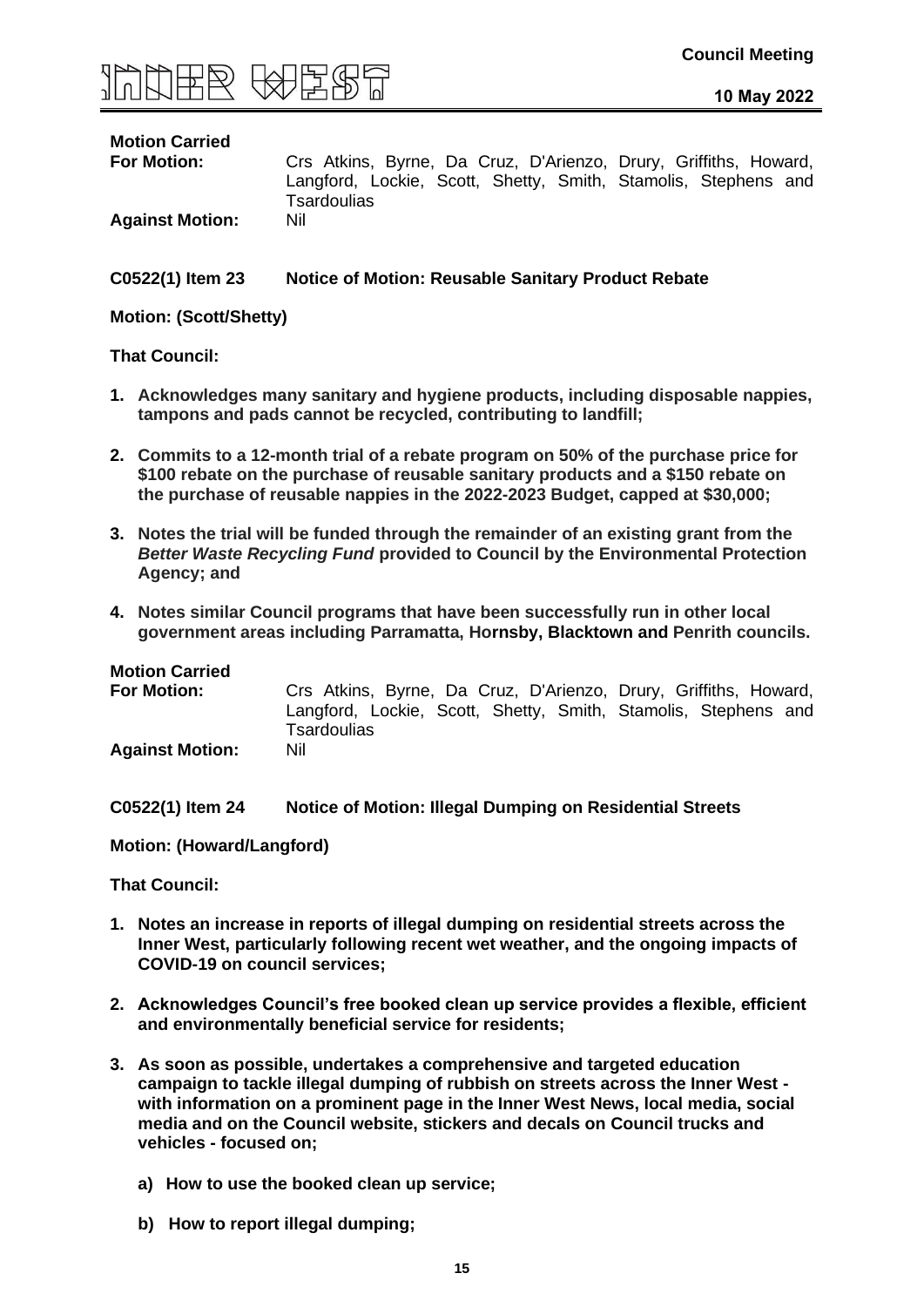**Motion Carried**

**For Motion:** Crs Atkins, Byrne, Da Cruz, D'Arienzo, Drury, Griffiths, Howard, Langford, Lockie, Scott, Shetty, Smith, Stamolis, Stephens and Tsardoulias

**Against Motion:** Nil

**C0522(1) Item 23 Notice of Motion: Reusable Sanitary Product Rebate**

**Motion: (Scott/Shetty)**

**That Council:**

1. **Acknowledges many sanitary and hygiene products, including disposable nappies, tampons and pads cannot be recycled, contributing to landfill;**
2. **Commits to a 12-month trial of a rebate program on 50% of the purchase price for $100 rebate on the purchase of reusable sanitary products and a $150 rebate on the purchase of reusable nappies in the 2022-2023 Budget, capped at $30,000;**
3. **Notes the trial will be funded through the remainder of an existing grant from the *Better Waste Recycling Fund* provided to Council by the Environmental Protection Agency; and**
4. **Notes similar Council programs that have been successfully run in other local government areas including Parramatta, Hornsby, Blacktown and Penrith councils.**

**Motion Carried**

**For Motion:** Crs Atkins, Byrne, Da Cruz, D'Arienzo, Drury, Griffiths, Howard, Langford, Lockie, Scott, Shetty, Smith, Stamolis, Stephens and Tsardoulias

**Against Motion:** Nil

**C0522(1) Item 24 Notice of Motion: Illegal Dumping on Residential Streets**

**Motion: (Howard/Langford)**

**That Council:**

1. **Notes an increase in reports of illegal dumping on residential streets across the Inner West, particularly following recent wet weather, and the ongoing impacts of COVID-19 on council services;**
2. **Acknowledges Council's free booked clean up service provides a flexible, efficient and environmentally beneficial service for residents;**
3. **As soon as possible, undertakes a comprehensive and targeted education campaign to tackle illegal dumping of rubbish on streets across the Inner West - with information on a prominent page in the Inner West News, local media, social media and on the Council website, stickers and decals on Council trucks and vehicles - focused on;**
   a) **How to use the booked clean up service;**
   b) **How to report illegal dumping;**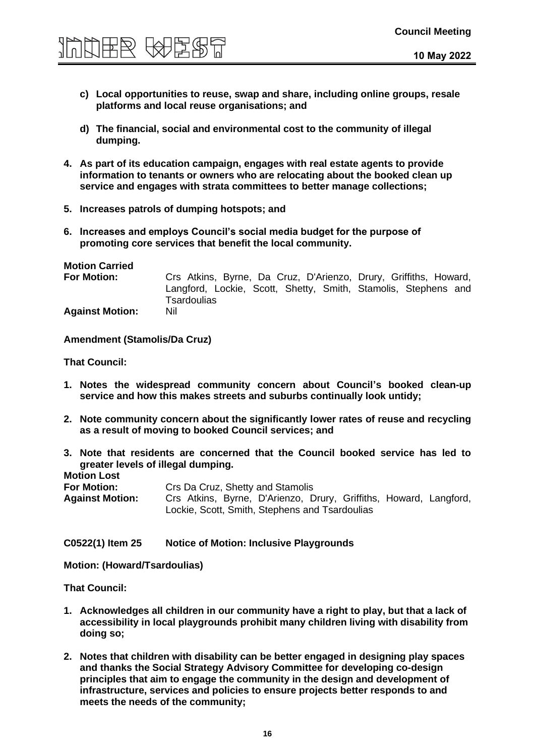**c) Local opportunities to reuse, swap and share, including online groups, resale platforms and local reuse organisations; and**

**d) The financial, social and environmental cost to the community of illegal dumping.**

**4. As part of its education campaign, engages with real estate agents to provide information to tenants or owners who are relocating about the booked clean up service and engages with strata committees to better manage collections;**

**5. Increases patrols of dumping hotspots; and**

**6. Increases and employs Council's social media budget for the purpose of promoting core services that benefit the local community.**

**Motion Carried**

**For Motion:** Crs Atkins, Byrne, Da Cruz, D'Arienzo, Drury, Griffiths, Howard, Langford, Lockie, Scott, Shetty, Smith, Stamolis, Stephens and Tsardoulias

**Against Motion:** Nil

**Amendment (Stamolis/Da Cruz)**

**That Council:**

**1. Notes the widespread community concern about Council's booked clean-up service and how this makes streets and suburbs continually look untidy;**

**2. Note community concern about the significantly lower rates of reuse and recycling as a result of moving to booked Council services; and**

**3. Note that residents are concerned that the Council booked service has led to greater levels of illegal dumping.**

**Motion Lost**

**For Motion:** Crs Da Cruz, Shetty and Stamolis

**Against Motion:** Crs Atkins, Byrne, D'Arienzo, Drury, Griffiths, Howard, Langford, Lockie, Scott, Smith, Stephens and Tsardoulias

**C0522(1) Item 25 Notice of Motion: Inclusive Playgrounds**

**Motion: (Howard/Tsardoulias)**

**That Council:**

**1. Acknowledges all children in our community have a right to play, but that a lack of accessibility in local playgrounds prohibit many children living with disability from doing so;**

**2. Notes that children with disability can be better engaged in designing play spaces and thanks the Social Strategy Advisory Committee for developing co-design principles that aim to engage the community in the design and development of infrastructure, services and policies to ensure projects better responds to and meets the needs of the community;**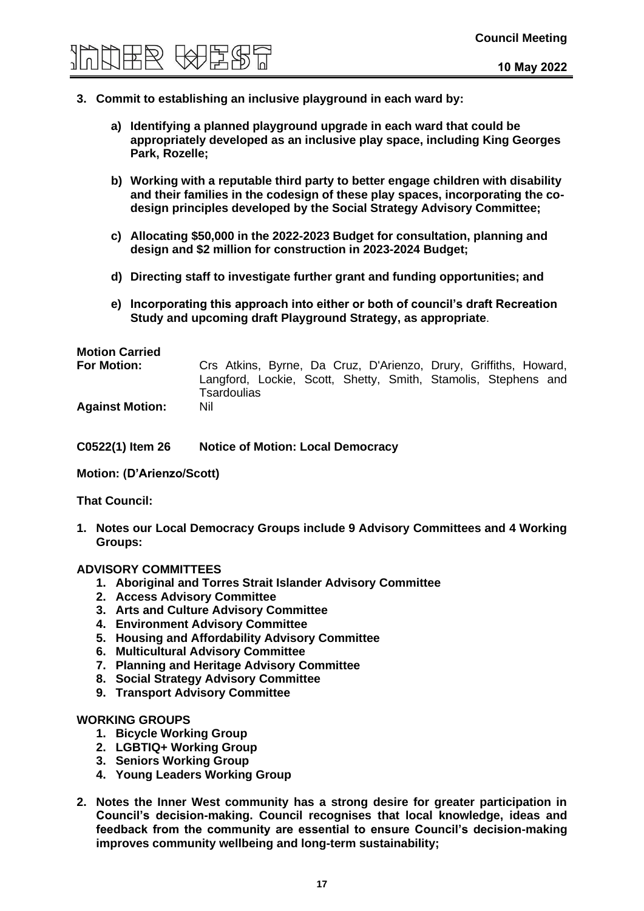3. **Commit to establishing an inclusive playground in each ward by:**

   a) **Identifying a planned playground upgrade in each ward that could be appropriately developed as an inclusive play space, including King Georges Park, Rozelle;**

   b) **Working with a reputable third party to better engage children with disability and their families in the codesign of these play spaces, incorporating the co-design principles developed by the Social Strategy Advisory Committee;**

   c) **Allocating $50,000 in the 2022-2023 Budget for consultation, planning and design and $2 million for construction in 2023-2024 Budget;**

   d) **Directing staff to investigate further grant and funding opportunities; and**

   e) **Incorporating this approach into either or both of council's draft Recreation Study and upcoming draft Playground Strategy, as appropriate**.

**Motion Carried**

**For Motion:** Crs Atkins, Byrne, Da Cruz, D'Arienzo, Drury, Griffiths, Howard, Langford, Lockie, Scott, Shetty, Smith, Stamolis, Stephens and Tsardoulias

**Against Motion:** Nil

**C0522(1) Item 26 Notice of Motion: Local Democracy**

**Motion: (D'Arienzo/Scott)**

**That Council:**

1. **Notes our Local Democracy Groups include 9 Advisory Committees and 4 Working Groups:**

**ADVISORY COMMITTEES**

1. **Aboriginal and Torres Strait Islander Advisory Committee**
2. **Access Advisory Committee**
3. **Arts and Culture Advisory Committee**
4. **Environment Advisory Committee**
5. **Housing and Affordability Advisory Committee**
6. **Multicultural Advisory Committee**
7. **Planning and Heritage Advisory Committee**
8. **Social Strategy Advisory Committee**
9. **Transport Advisory Committee**

**WORKING GROUPS**

1. **Bicycle Working Group**
2. **LGBTIQ+ Working Group**
3. **Seniors Working Group**
4. **Young Leaders Working Group**

2. **Notes the Inner West community has a strong desire for greater participation in Council's decision-making. Council recognises that local knowledge, ideas and feedback from the community are essential to ensure Council's decision-making improves community wellbeing and long-term sustainability;**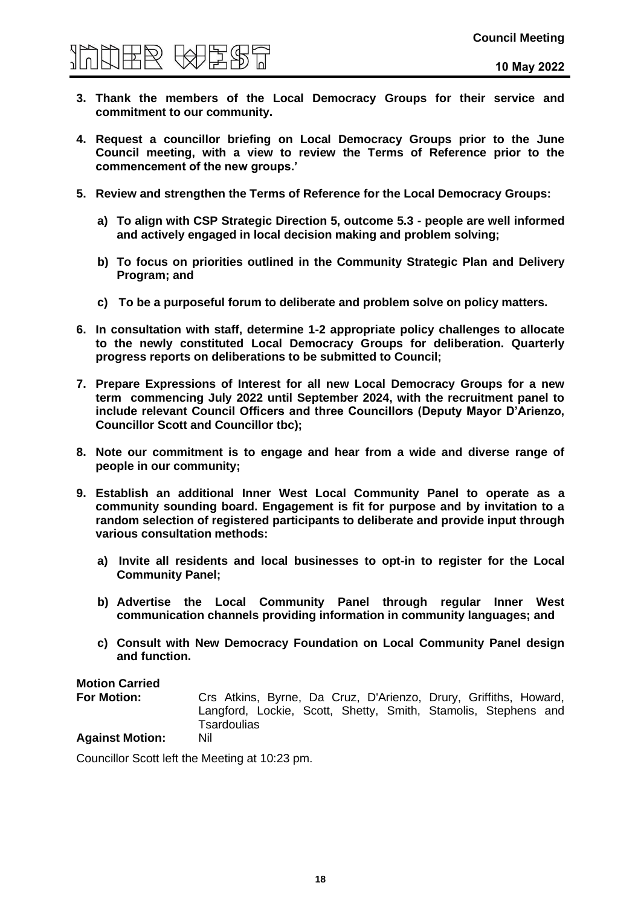**3. Thank the members of the Local Democracy Groups for their service and commitment to our community.**

**4. Request a councillor briefing on Local Democracy Groups prior to the June Council meeting, with a view to review the Terms of Reference prior to the commencement of the new groups.'**

**5. Review and strengthen the Terms of Reference for the Local Democracy Groups:**

**a) To align with CSP Strategic Direction 5, outcome 5.3 - people are well informed and actively engaged in local decision making and problem solving;**

**b) To focus on priorities outlined in the Community Strategic Plan and Delivery Program; and**

**c) To be a purposeful forum to deliberate and problem solve on policy matters.**

**6. In consultation with staff, determine 1-2 appropriate policy challenges to allocate to the newly constituted Local Democracy Groups for deliberation. Quarterly progress reports on deliberations to be submitted to Council;**

**7. Prepare Expressions of Interest for all new Local Democracy Groups for a new term commencing July 2022 until September 2024, with the recruitment panel to include relevant Council Officers and three Councillors (Deputy Mayor D'Arienzo, Councillor Scott and Councillor tbc);**

**8. Note our commitment is to engage and hear from a wide and diverse range of people in our community;**

**9. Establish an additional Inner West Local Community Panel to operate as a community sounding board. Engagement is fit for purpose and by invitation to a random selection of registered participants to deliberate and provide input through various consultation methods:**

**a) Invite all residents and local businesses to opt-in to register for the Local Community Panel;**

**b) Advertise the Local Community Panel through regular Inner West communication channels providing information in community languages; and**

**c) Consult with New Democracy Foundation on Local Community Panel design and function.**

**Motion Carried**

**For Motion:** Crs Atkins, Byrne, Da Cruz, D'Arienzo, Drury, Griffiths, Howard, Langford, Lockie, Scott, Shetty, Smith, Stamolis, Stephens and Tsardoulias

**Against Motion:** Nil

Councillor Scott left the Meeting at 10:23 pm.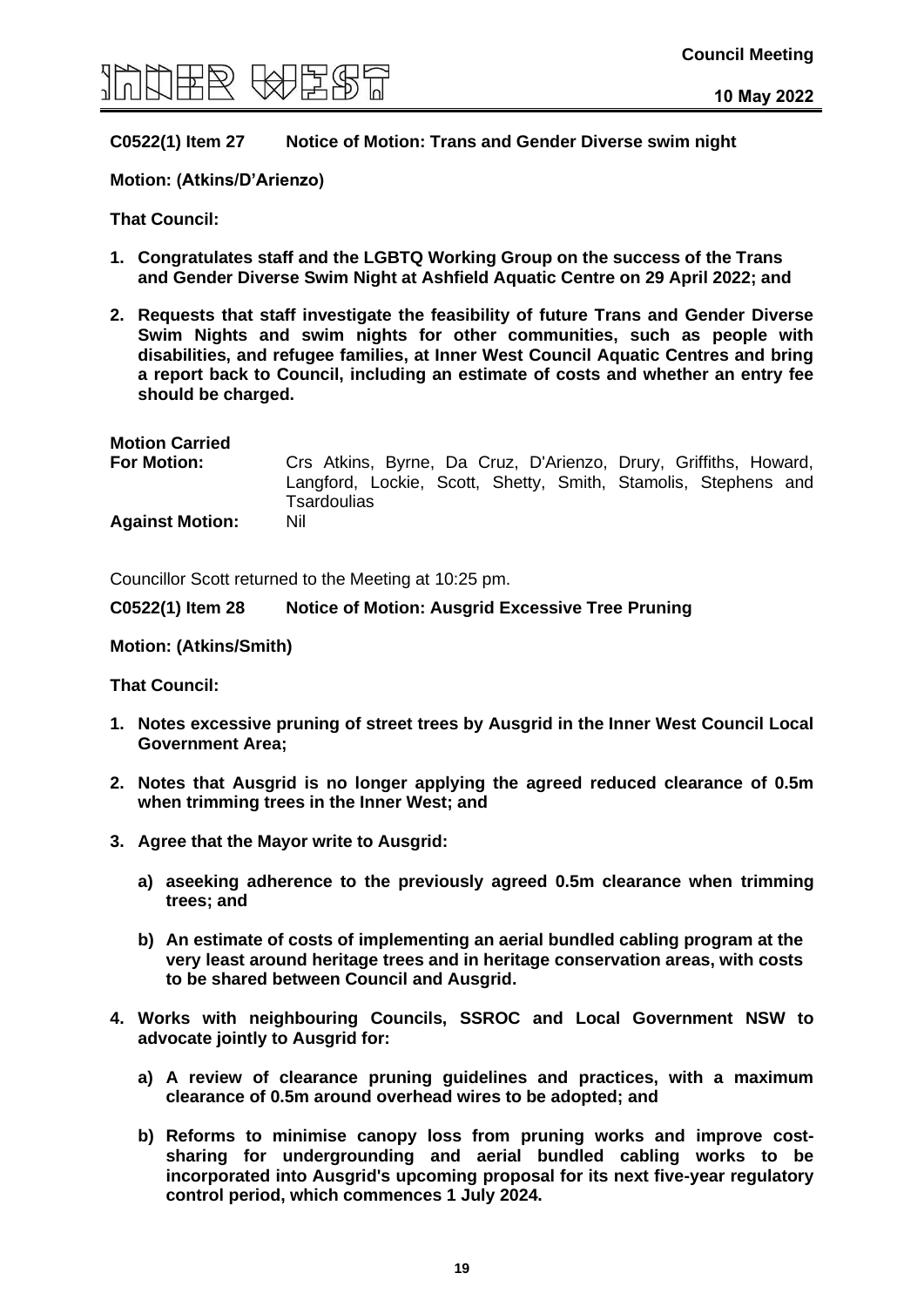**C0522(1) Item 27 Notice of Motion: Trans and Gender Diverse swim night**

**Motion: (Atkins/D'Arienzo)**

**That Council:**

1. **Congratulates staff and the LGBTQ Working Group on the success of the Trans and Gender Diverse Swim Night at Ashfield Aquatic Centre on 29 April 2022; and**
2. **Requests that staff investigate the feasibility of future Trans and Gender Diverse Swim Nights and swim nights for other communities, such as people with disabilities, and refugee families, at Inner West Council Aquatic Centres and bring a report back to Council, including an estimate of costs and whether an entry fee should be charged.**

**Motion Carried**

**For Motion:** Crs Atkins, Byrne, Da Cruz, D'Arienzo, Drury, Griffiths, Howard, Langford, Lockie, Scott, Shetty, Smith, Stamolis, Stephens and Tsardoulias

**Against Motion:** Nil

Councillor Scott returned to the Meeting at 10:25 pm.

**C0522(1) Item 28 Notice of Motion: Ausgrid Excessive Tree Pruning**

**Motion: (Atkins/Smith)**

**That Council:**

1. **Notes excessive pruning of street trees by Ausgrid in the Inner West Council Local Government Area;**
2. **Notes that Ausgrid is no longer applying the agreed reduced clearance of 0.5m when trimming trees in the Inner West; and**
3. **Agree that the Mayor write to Ausgrid:**
   a) **aseeking adherence to the previously agreed 0.5m clearance when trimming trees; and**
   b) **An estimate of costs of implementing an aerial bundled cabling program at the very least around heritage trees and in heritage conservation areas, with costs to be shared between Council and Ausgrid.**
4. **Works with neighbouring Councils, SSROC and Local Government NSW to advocate jointly to Ausgrid for:**
   a) **A review of clearance pruning guidelines and practices, with a maximum clearance of 0.5m around overhead wires to be adopted; and**
   b) **Reforms to minimise canopy loss from pruning works and improve cost-sharing for undergrounding and aerial bundled cabling works to be incorporated into Ausgrid's upcoming proposal for its next five-year regulatory control period, which commences 1 July 2024.**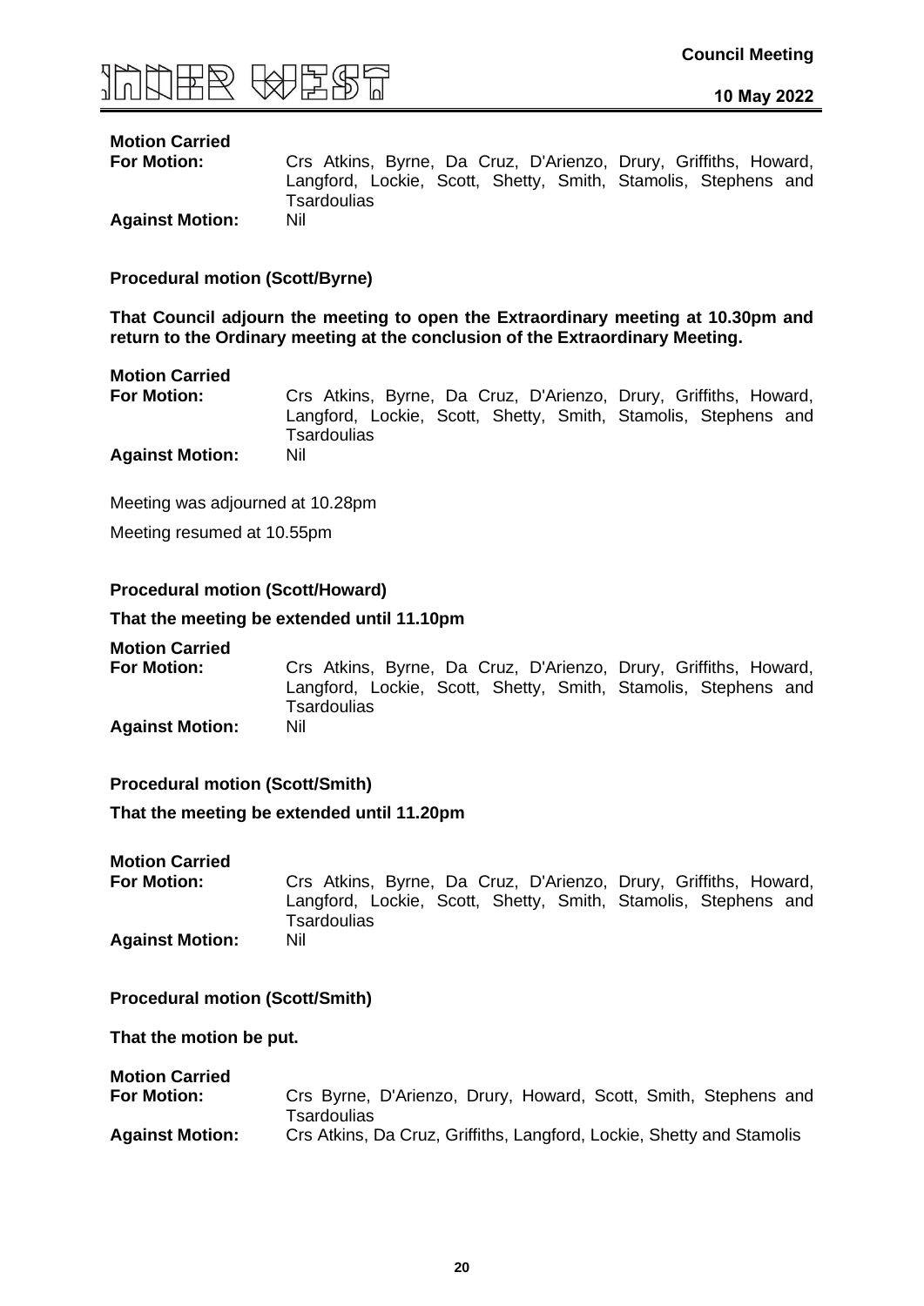**Motion Carried**

**For Motion:** Crs Atkins, Byrne, Da Cruz, D'Arienzo, Drury, Griffiths, Howard, Langford, Lockie, Scott, Shetty, Smith, Stamolis, Stephens and Tsardoulias

**Against Motion:** Nil

**Procedural motion (Scott/Byrne)**

**That Council adjourn the meeting to open the Extraordinary meeting at 10.30pm and return to the Ordinary meeting at the conclusion of the Extraordinary Meeting.**

**Motion Carried**

**For Motion:** Crs Atkins, Byrne, Da Cruz, D'Arienzo, Drury, Griffiths, Howard, Langford, Lockie, Scott, Shetty, Smith, Stamolis, Stephens and Tsardoulias

**Against Motion:** Nil

Meeting was adjourned at 10.28pm

Meeting resumed at 10.55pm

**Procedural motion (Scott/Howard)**

**That the meeting be extended until 11.10pm**

**Motion Carried**

**For Motion:** Crs Atkins, Byrne, Da Cruz, D'Arienzo, Drury, Griffiths, Howard, Langford, Lockie, Scott, Shetty, Smith, Stamolis, Stephens and Tsardoulias

**Against Motion:** Nil

**Procedural motion (Scott/Smith)**

**That the meeting be extended until 11.20pm**

**Motion Carried**

**For Motion:** Crs Atkins, Byrne, Da Cruz, D'Arienzo, Drury, Griffiths, Howard, Langford, Lockie, Scott, Shetty, Smith, Stamolis, Stephens and Tsardoulias

**Against Motion:** Nil

**Procedural motion (Scott/Smith)**

**That the motion be put.**

**Motion Carried**

**For Motion:** Crs Byrne, D'Arienzo, Drury, Howard, Scott, Smith, Stephens and Tsardoulias

**Against Motion:** Crs Atkins, Da Cruz, Griffiths, Langford, Lockie, Shetty and Stamolis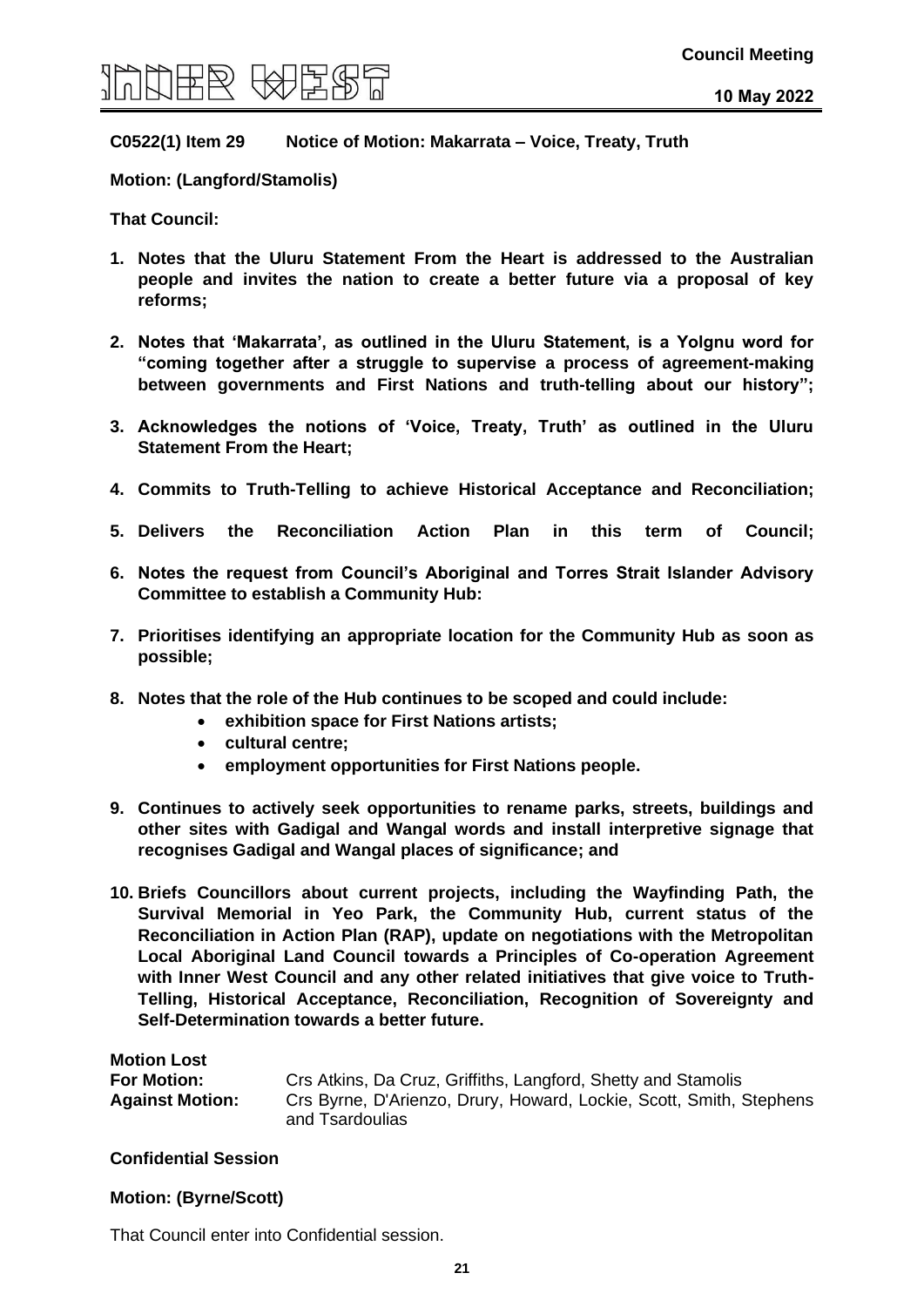**C0522(1) Item 29 Notice of Motion: Makarrata – Voice, Treaty, Truth**

**Motion: (Langford/Stamolis)**

**That Council:**

1. **Notes that the Uluru Statement From the Heart is addressed to the Australian people and invites the nation to create a better future via a proposal of key reforms;**
2. **Notes that 'Makarrata', as outlined in the Uluru Statement, is a Yolgnu word for "coming together after a struggle to supervise a process of agreement-making between governments and First Nations and truth-telling about our history";**
3. **Acknowledges the notions of 'Voice, Treaty, Truth' as outlined in the Uluru Statement From the Heart;**
4. **Commits to Truth-Telling to achieve Historical Acceptance and Reconciliation;**
5. **Delivers the Reconciliation Action Plan in this term of Council;**
6. **Notes the request from Council's Aboriginal and Torres Strait Islander Advisory Committee to establish a Community Hub:**
7. **Prioritises identifying an appropriate location for the Community Hub as soon as possible;**
8. **Notes that the role of the Hub continues to be scoped and could include:**
   - **exhibition space for First Nations artists;**
   - **cultural centre;**
   - **employment opportunities for First Nations people.**
9. **Continues to actively seek opportunities to rename parks, streets, buildings and other sites with Gadigal and Wangal words and install interpretive signage that recognises Gadigal and Wangal places of significance; and**
10. **Briefs Councillors about current projects, including the Wayfinding Path, the Survival Memorial in Yeo Park, the Community Hub, current status of the Reconciliation in Action Plan (RAP), update on negotiations with the Metropolitan Local Aboriginal Land Council towards a Principles of Co-operation Agreement with Inner West Council and any other related initiatives that give voice to Truth-Telling, Historical Acceptance, Reconciliation, Recognition of Sovereignty and Self-Determination towards a better future.**

**Motion Lost**

**For Motion:** Crs Atkins, Da Cruz, Griffiths, Langford, Shetty and Stamolis

**Against Motion:** Crs Byrne, D'Arienzo, Drury, Howard, Lockie, Scott, Smith, Stephens and Tsardoulias

**Confidential Session**

**Motion: (Byrne/Scott)**

That Council enter into Confidential session.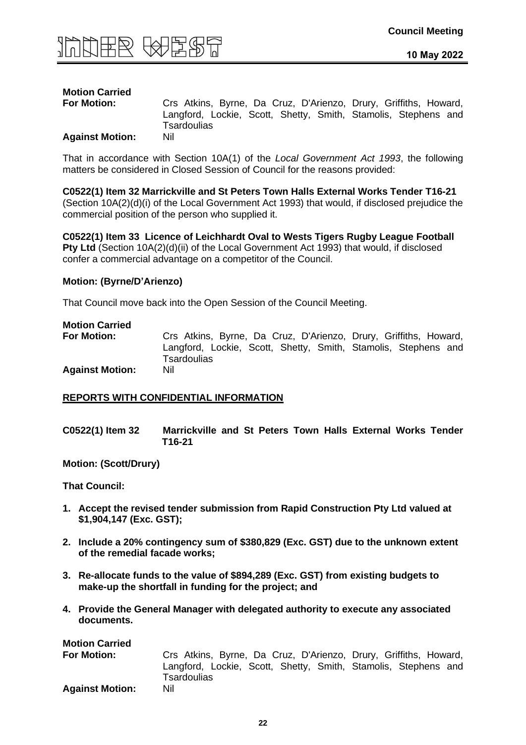**Motion Carried**

**For Motion:** Crs Atkins, Byrne, Da Cruz, D'Arienzo, Drury, Griffiths, Howard, Langford, Lockie, Scott, Shetty, Smith, Stamolis, Stephens and Tsardoulias

**Against Motion:** Nil

That in accordance with Section 10A(1) of the *Local Government Act 1993*, the following matters be considered in Closed Session of Council for the reasons provided:

**C0522(1) Item 32 Marrickville and St Peters Town Halls External Works Tender T16-21** (Section 10A(2)(d)(i) of the Local Government Act 1993) that would, if disclosed prejudice the commercial position of the person who supplied it.

**C0522(1) Item 33 Licence of Leichhardt Oval to Wests Tigers Rugby League Football Pty Ltd** (Section 10A(2)(d)(ii) of the Local Government Act 1993) that would, if disclosed confer a commercial advantage on a competitor of the Council.

**Motion: (Byrne/D'Arienzo)**

That Council move back into the Open Session of the Council Meeting.

**Motion Carried**

**For Motion:** Crs Atkins, Byrne, Da Cruz, D'Arienzo, Drury, Griffiths, Howard, Langford, Lockie, Scott, Shetty, Smith, Stamolis, Stephens and Tsardoulias

**Against Motion:** Nil

## REPORTS WITH CONFIDENTIAL INFORMATION

### C0522(1) Item 32 Marrickville and St Peters Town Halls External Works Tender T16-21

**Motion: (Scott/Drury)**

**That Council:**

1. **Accept the revised tender submission from Rapid Construction Pty Ltd valued at $1,904,147 (Exc. GST);**
2. **Include a 20% contingency sum of $380,829 (Exc. GST) due to the unknown extent of the remedial facade works;**
3. **Re-allocate funds to the value of $894,289 (Exc. GST) from existing budgets to make-up the shortfall in funding for the project; and**
4. **Provide the General Manager with delegated authority to execute any associated documents.**

**Motion Carried**

**For Motion:** Crs Atkins, Byrne, Da Cruz, D'Arienzo, Drury, Griffiths, Howard, Langford, Lockie, Scott, Shetty, Smith, Stamolis, Stephens and Tsardoulias

**Against Motion:** Nil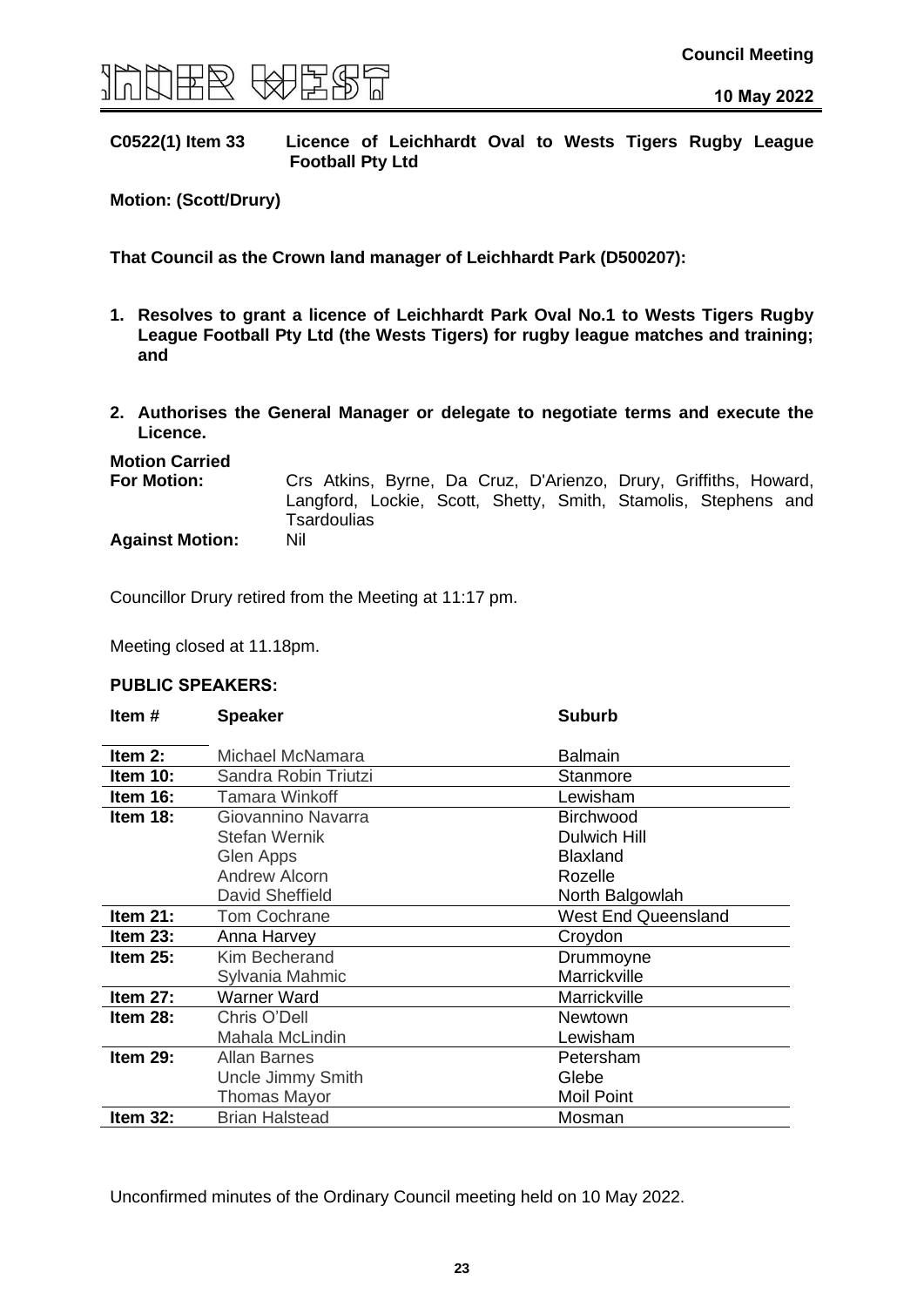**C0522(1) Item 33 Licence of Leichhardt Oval to Wests Tigers Rugby League Football Pty Ltd**

**Motion: (Scott/Drury)**

**That Council as the Crown land manager of Leichhardt Park (D500207):**

1. **Resolves to grant a licence of Leichhardt Park Oval No.1 to Wests Tigers Rugby League Football Pty Ltd (the Wests Tigers) for rugby league matches and training; and**
2. **Authorises the General Manager or delegate to negotiate terms and execute the Licence.**

**Motion Carried**

**For Motion:** Crs Atkins, Byrne, Da Cruz, D'Arienzo, Drury, Griffiths, Howard, Langford, Lockie, Scott, Shetty, Smith, Stamolis, Stephens and Tsardoulias

**Against Motion:** Nil

Councillor Drury retired from the Meeting at 11:17 pm.

Meeting closed at 11.18pm.

**PUBLIC SPEAKERS:**

| Item # | Speaker | Suburb |
|---|---|---|
| **Item 2:** | Michael McNamara | Balmain |
| **Item 10:** | Sandra Robin Triutzi | Stanmore |
| **Item 16:** | Tamara Winkoff | Lewisham |
| **Item 18:** | Giovannino Navarra | Birchwood |
| | Stefan Wernik | Dulwich Hill |
| | Glen Apps | Blaxland |
| | Andrew Alcorn | Rozelle |
| | David Sheffield | North Balgowlah |
| **Item 21:** | Tom Cochrane | West End Queensland |
| **Item 23:** | Anna Harvey | Croydon |
| **Item 25:** | Kim Becherand | Drummoyne |
| | Sylvania Mahmic | Marrickville |
| **Item 27:** | Warner Ward | Marrickville |
| **Item 28:** | Chris O'Dell | Newtown |
| | Mahala McLindin | Lewisham |
| **Item 29:** | Allan Barnes | Petersham |
| | Uncle Jimmy Smith | Glebe |
| | Thomas Mayor | Moil Point |
| **Item 32:** | Brian Halstead | Mosman |

Unconfirmed minutes of the Ordinary Council meeting held on 10 May 2022.